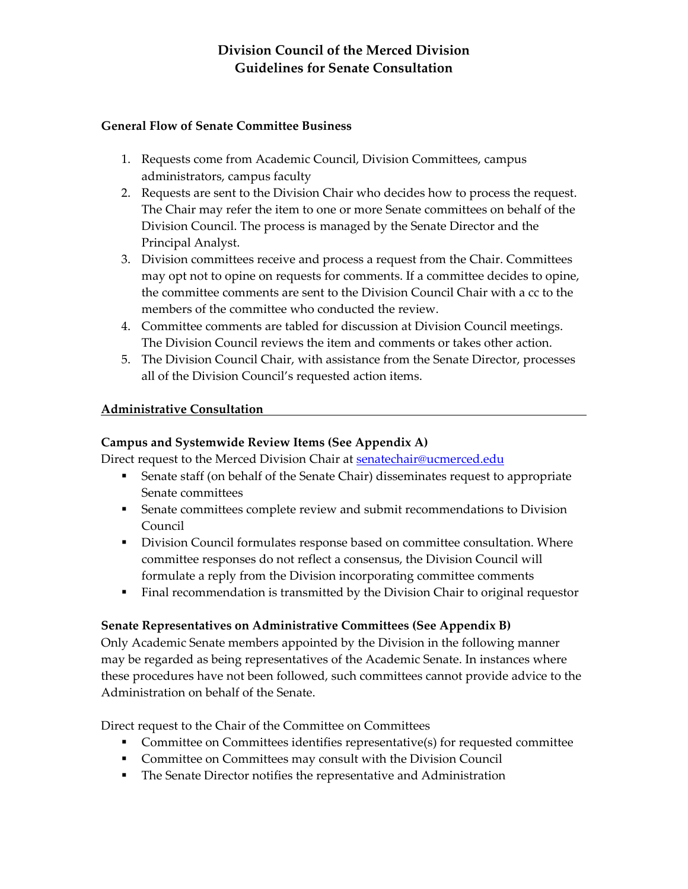# Division Council of the Merced Division
# Guidelines for Senate Consultation

### General Flow of Senate Committee Business

1. Requests come from Academic Council, Division Committees, campus administrators, campus faculty
2. Requests are sent to the Division Chair who decides how to process the request. The Chair may refer the item to one or more Senate committees on behalf of the Division Council. The process is managed by the Senate Director and the Principal Analyst.
3. Division committees receive and process a request from the Chair. Committees may opt not to opine on requests for comments. If a committee decides to opine, the committee comments are sent to the Division Council Chair with a cc to the members of the committee who conducted the review.
4. Committee comments are tabled for discussion at Division Council meetings. The Division Council reviews the item and comments or takes other action.
5. The Division Council Chair, with assistance from the Senate Director, processes all of the Division Council's requested action items.

## Administrative Consultation

### Campus and Systemwide Review Items (See Appendix A)

Direct request to the Merced Division Chair at senatechair@ucmerced.edu

- Senate staff (on behalf of the Senate Chair) disseminates request to appropriate Senate committees
- Senate committees complete review and submit recommendations to Division Council
- Division Council formulates response based on committee consultation. Where committee responses do not reflect a consensus, the Division Council will formulate a reply from the Division incorporating committee comments
- Final recommendation is transmitted by the Division Chair to original requestor

### Senate Representatives on Administrative Committees (See Appendix B)

Only Academic Senate members appointed by the Division in the following manner may be regarded as being representatives of the Academic Senate. In instances where these procedures have not been followed, such committees cannot provide advice to the Administration on behalf of the Senate.

Direct request to the Chair of the Committee on Committees

- Committee on Committees identifies representative(s) for requested committee
- Committee on Committees may consult with the Division Council
- The Senate Director notifies the representative and Administration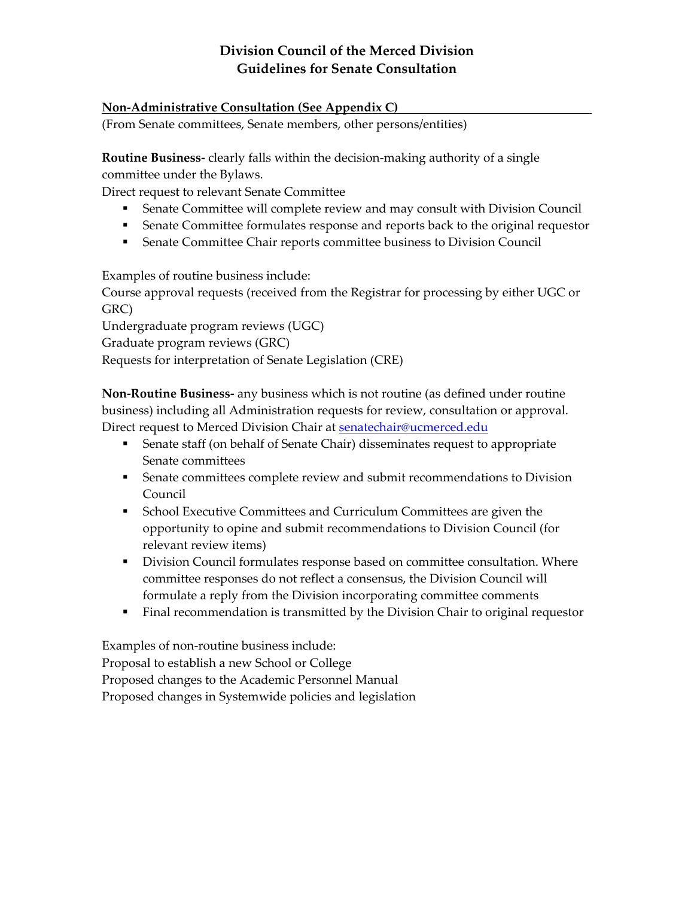## Division Council of the Merced Division
## Guidelines for Senate Consultation

**Non-Administrative Consultation (See Appendix C)**

(From Senate committees, Senate members, other persons/entities)

**Routine Business-** clearly falls within the decision-making authority of a single committee under the Bylaws.

Direct request to relevant Senate Committee

- Senate Committee will complete review and may consult with Division Council
- Senate Committee formulates response and reports back to the original requestor
- Senate Committee Chair reports committee business to Division Council

Examples of routine business include:

Course approval requests (received from the Registrar for processing by either UGC or GRC)

Undergraduate program reviews (UGC)

Graduate program reviews (GRC)

Requests for interpretation of Senate Legislation (CRE)

**Non-Routine Business-** any business which is not routine (as defined under routine business) including all Administration requests for review, consultation or approval.

Direct request to Merced Division Chair at senatechair@ucmerced.edu

- Senate staff (on behalf of Senate Chair) disseminates request to appropriate Senate committees
- Senate committees complete review and submit recommendations to Division Council
- School Executive Committees and Curriculum Committees are given the opportunity to opine and submit recommendations to Division Council (for relevant review items)
- Division Council formulates response based on committee consultation. Where committee responses do not reflect a consensus, the Division Council will formulate a reply from the Division incorporating committee comments
- Final recommendation is transmitted by the Division Chair to original requestor

Examples of non-routine business include:

Proposal to establish a new School or College

Proposed changes to the Academic Personnel Manual

Proposed changes in Systemwide policies and legislation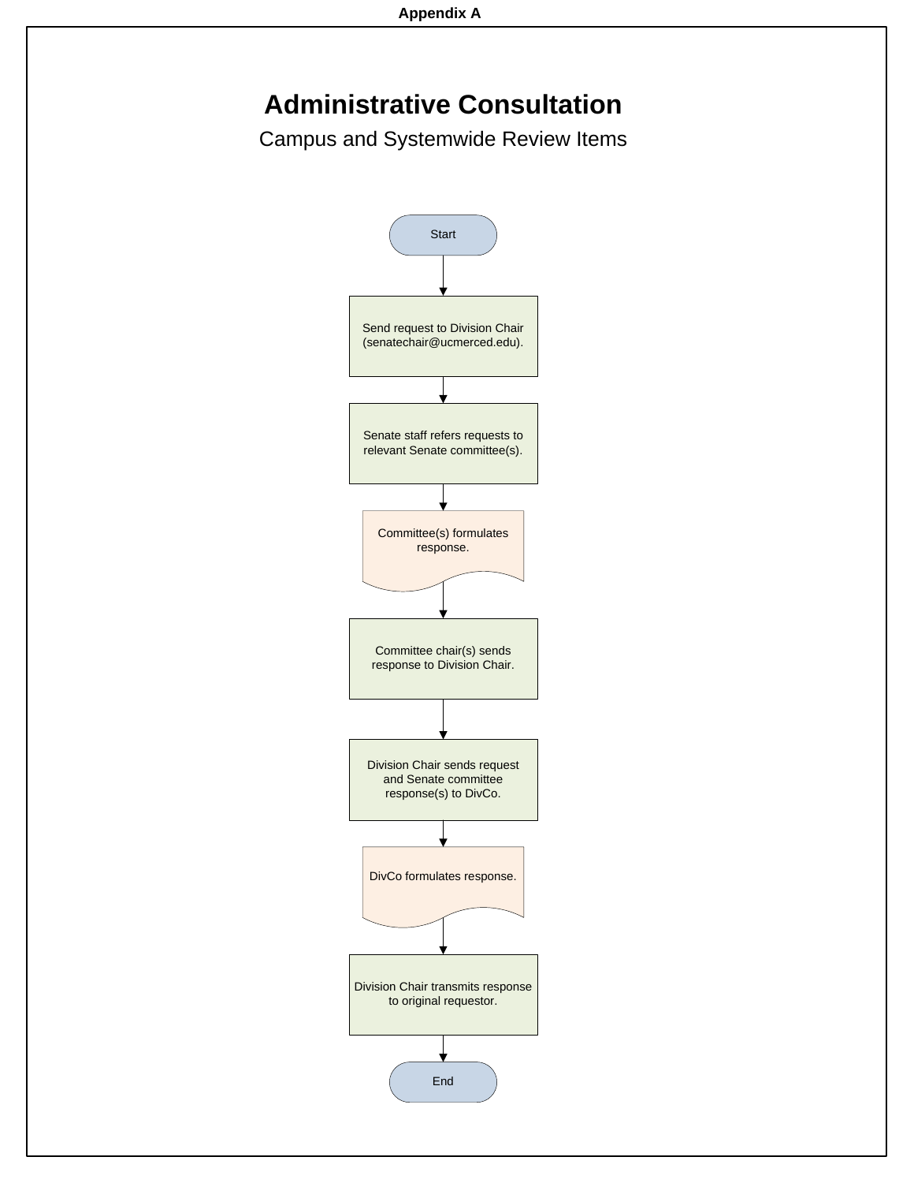**Appendix A**

# Administrative Consultation

## Campus and Systemwide Review Items

Start

↓

Send request to Division Chair (senatechair@ucmerced.edu).

↓

Senate staff refers requests to relevant Senate committee(s).

↓

Committee(s) formulates response.

↓

Committee chair(s) sends response to Division Chair.

↓

Division Chair sends request and Senate committee response(s) to DivCo.

↓

DivCo formulates response.

↓

Division Chair transmits response to original requestor.

↓

End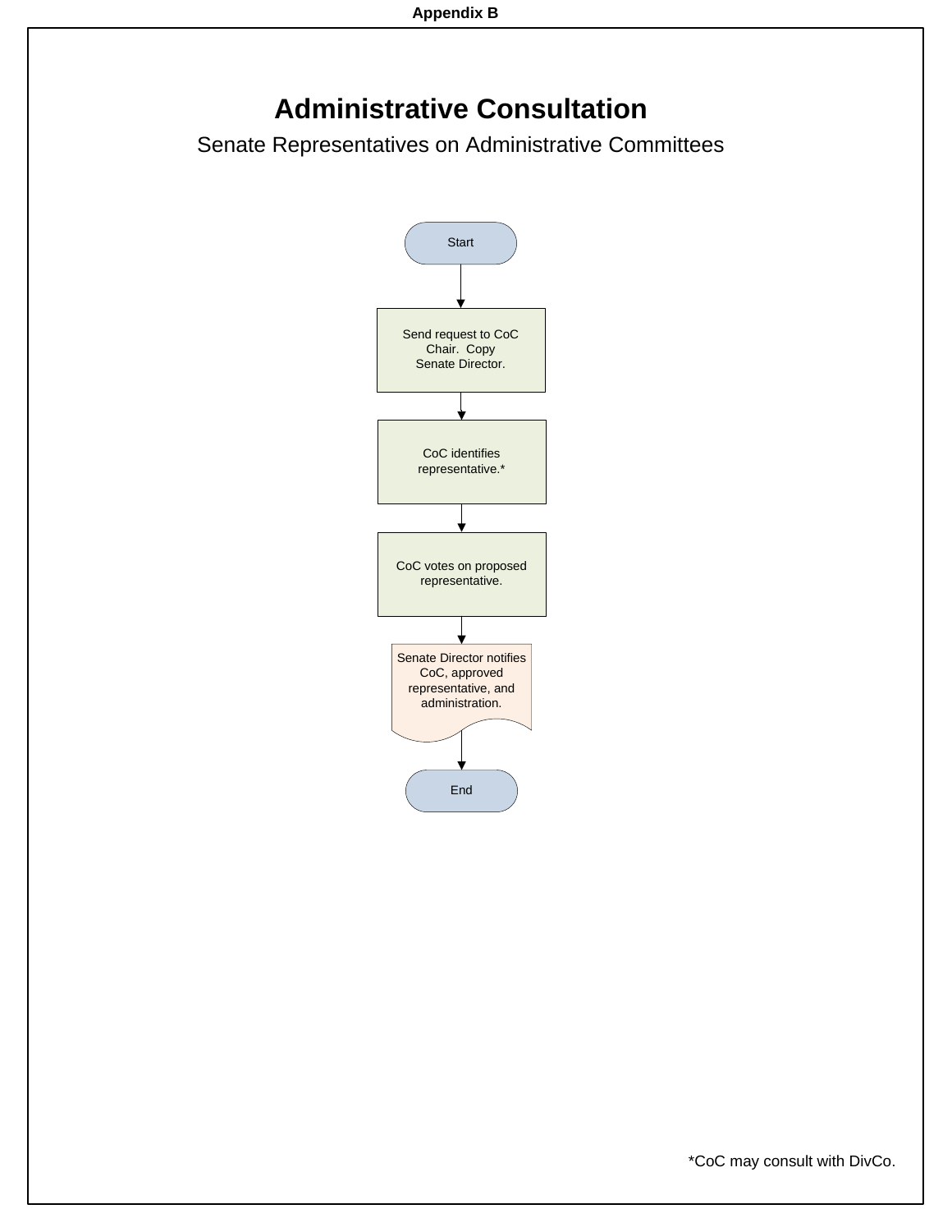**Appendix B**

# Administrative Consultation

## Senate Representatives on Administrative Committees

Start

↓

Send request to CoC Chair. Copy Senate Director.

↓

CoC identifies representative.*

↓

CoC votes on proposed representative.

↓

Senate Director notifies CoC, approved representative, and administration.

↓

End

*CoC may consult with DivCo.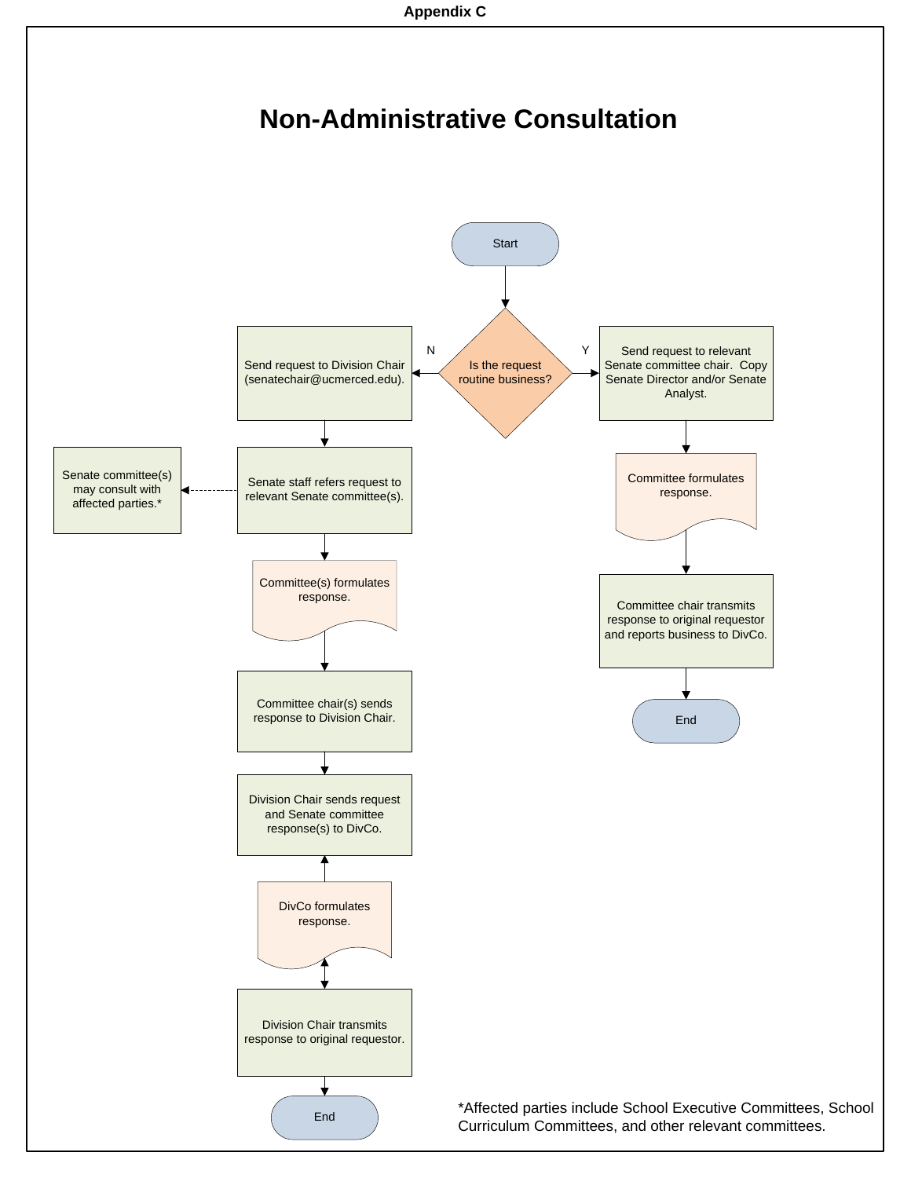Appendix C

# Non-Administrative Consultation

Start

Is the request routine business?

N

Send request to Division Chair (senatechair@ucmerced.edu).

Senate staff refers request to relevant Senate committee(s).

Senate committee(s) may consult with affected parties.*

Committee(s) formulates response.

Committee chair(s) sends response to Division Chair.

Division Chair sends request and Senate committee response(s) to DivCo.

DivCo formulates response.

Division Chair transmits response to original requestor.

End

Y

Send request to relevant Senate committee chair. Copy Senate Director and/or Senate Analyst.

Committee formulates response.

Committee chair transmits response to original requestor and reports business to DivCo.

End

*Affected parties include School Executive Committees, School Curriculum Committees, and other relevant committees.